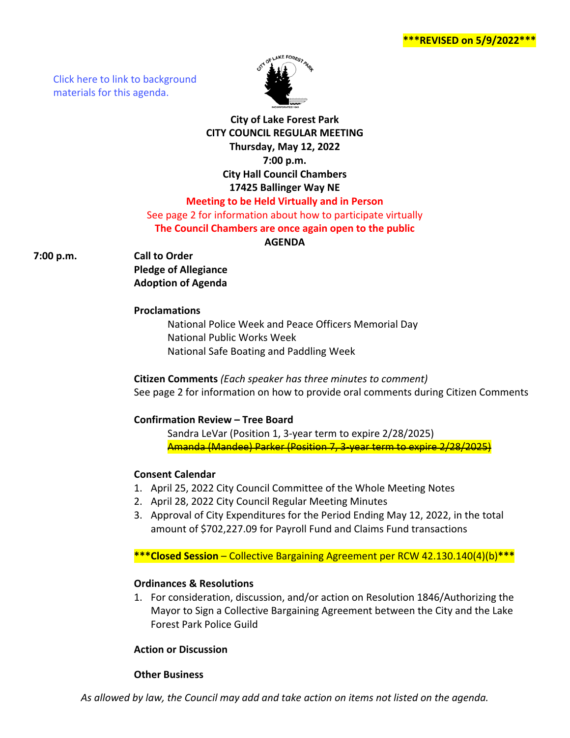***REVISED on 5/9/2022***

Click here to link to background materials for this agenda.

**City of Lake Forest Park**
**CITY COUNCIL REGULAR MEETING**
**Thursday, May 12, 2022**
**7:00 p.m.**
**City Hall Council Chambers**
**17425 Ballinger Way NE**

**Meeting to be Held Virtually and in Person**

See page 2 for information about how to participate virtually

**The Council Chambers are once again open to the public**

**AGENDA**

**7:00 p.m.** **Call to Order**

**Pledge of Allegiance**

**Adoption of Agenda**

**Proclamations**

National Police Week and Peace Officers Memorial Day
National Public Works Week
National Safe Boating and Paddling Week

**Citizen Comments** *(Each speaker has three minutes to comment)*
See page 2 for information on how to provide oral comments during Citizen Comments

**Confirmation Review – Tree Board**

Sandra LeVar (Position 1, 3-year term to expire 2/28/2025)
~~Amanda (Mandee) Parker (Position 7, 3-year term to expire 2/28/2025)~~

**Consent Calendar**

1. April 25, 2022 City Council Committee of the Whole Meeting Notes
2. April 28, 2022 City Council Regular Meeting Minutes
3. Approval of City Expenditures for the Period Ending May 12, 2022, in the total amount of $702,227.09 for Payroll Fund and Claims Fund transactions

***Closed Session – Collective Bargaining Agreement per RCW 42.130.140(4)(b)***

**Ordinances & Resolutions**

1. For consideration, discussion, and/or action on Resolution 1846/Authorizing the Mayor to Sign a Collective Bargaining Agreement between the City and the Lake Forest Park Police Guild

**Action or Discussion**

**Other Business**

*As allowed by law, the Council may add and take action on items not listed on the agenda.*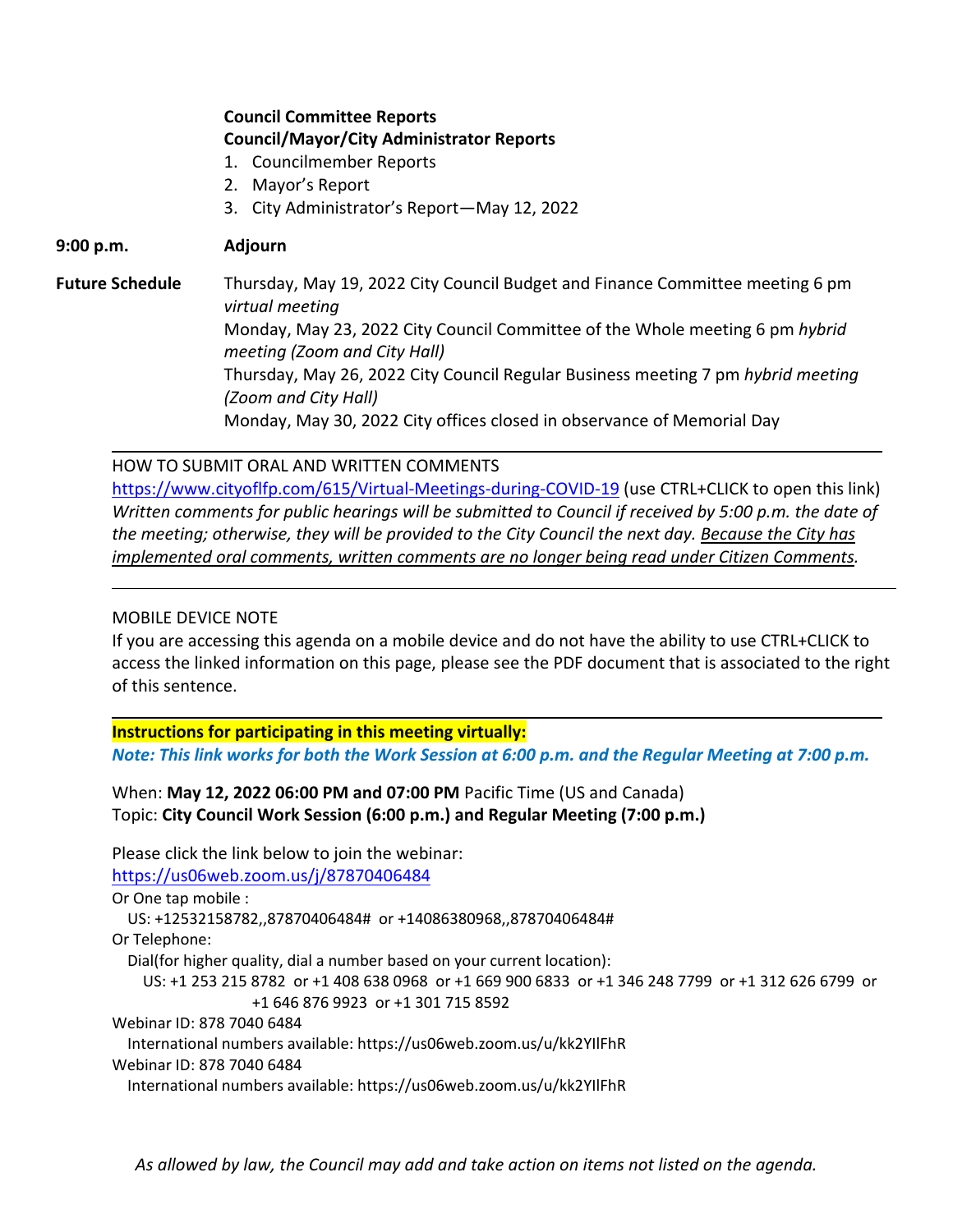**Council Committee Reports**
**Council/Mayor/City Administrator Reports**

1. Councilmember Reports
2. Mayor's Report
3. City Administrator's Report—May 12, 2022

**9:00 p.m.** **Adjourn**

**Future Schedule**

Thursday, May 19, 2022 City Council Budget and Finance Committee meeting 6 pm *virtual meeting*
Monday, May 23, 2022 City Council Committee of the Whole meeting 6 pm *hybrid meeting (Zoom and City Hall)*
Thursday, May 26, 2022 City Council Regular Business meeting 7 pm *hybrid meeting (Zoom and City Hall)*
Monday, May 30, 2022 City offices closed in observance of Memorial Day

---

HOW TO SUBMIT ORAL AND WRITTEN COMMENTS
https://www.cityoflfp.com/615/Virtual-Meetings-during-COVID-19 (use CTRL+CLICK to open this link)
*Written comments for public hearings will be submitted to Council if received by 5:00 p.m. the date of the meeting; otherwise, they will be provided to the City Council the next day. Because the City has implemented oral comments, written comments are no longer being read under Citizen Comments.*

---

MOBILE DEVICE NOTE
If you are accessing this agenda on a mobile device and do not have the ability to use CTRL+CLICK to access the linked information on this page, please see the PDF document that is associated to the right of this sentence.

---

**Instructions for participating in this meeting virtually:**
***Note: This link works for both the Work Session at 6:00 p.m. and the Regular Meeting at 7:00 p.m.***

When: **May 12, 2022 06:00 PM and 07:00 PM** Pacific Time (US and Canada)
Topic: **City Council Work Session (6:00 p.m.) and Regular Meeting (7:00 p.m.)**

Please click the link below to join the webinar:
https://us06web.zoom.us/j/87870406484
Or One tap mobile :
US: +12532158782,,87870406484# or +14086380968,,87870406484#
Or Telephone:
Dial(for higher quality, dial a number based on your current location):
US: +1 253 215 8782 or +1 408 638 0968 or +1 669 900 6833 or +1 346 248 7799 or +1 312 626 6799 or +1 646 876 9923 or +1 301 715 8592
Webinar ID: 878 7040 6484
International numbers available: https://us06web.zoom.us/u/kk2YIlFhR
Webinar ID: 878 7040 6484
International numbers available: https://us06web.zoom.us/u/kk2YIlFhR

*As allowed by law, the Council may add and take action on items not listed on the agenda.*